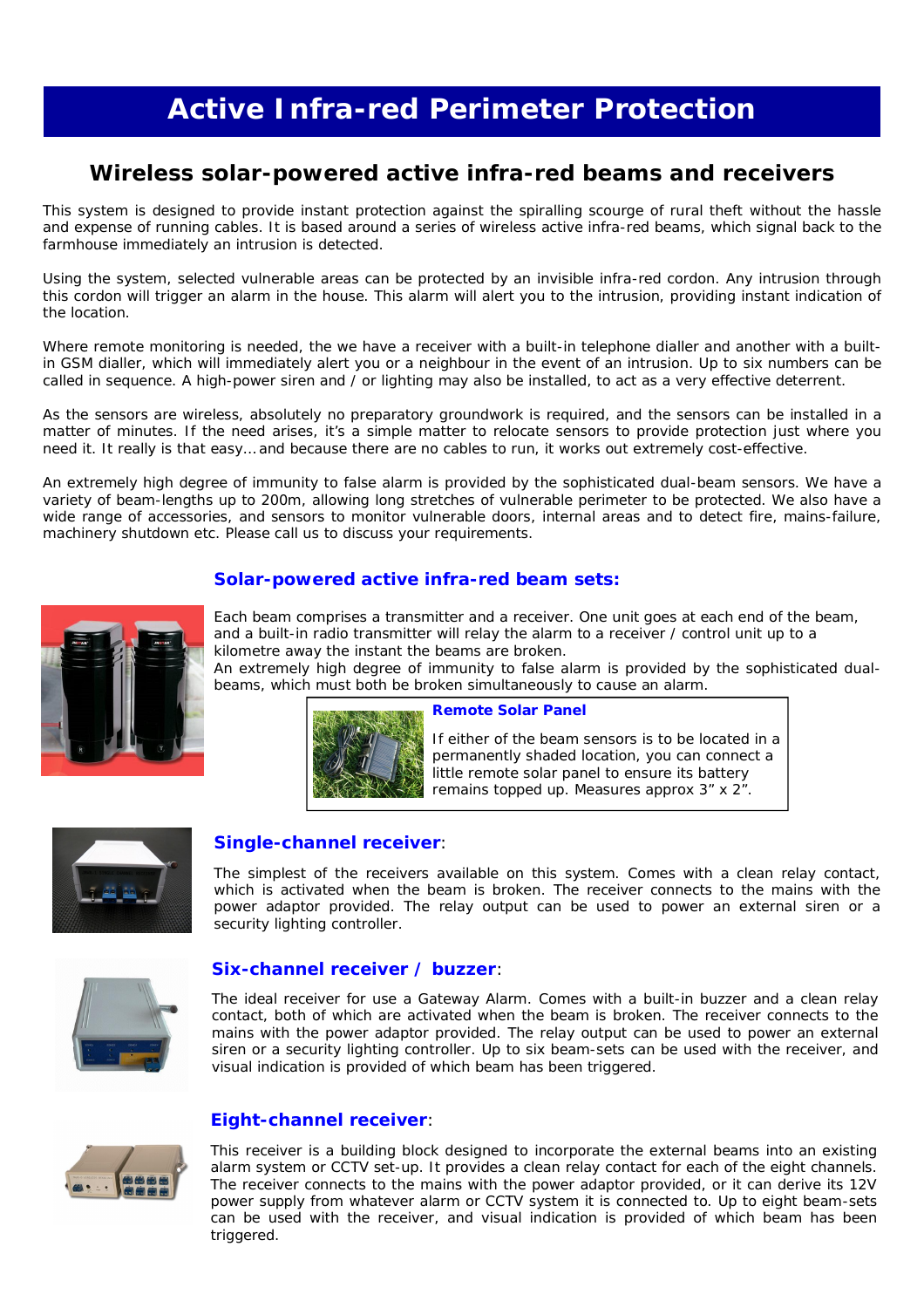# Active Infra-red Perimeter Protection

## Wireless solar-powered active infra-red beams and receivers

This system is designed to provide instant protection against the spiralling scourge of rural theft without the hassle and expense of running cables. It is based around a series of wireless active infra-red beams, which signal back to the farmhouse immediately an intrusion is detected.

Using the system, selected vulnerable areas can be protected by an invisible infra-red cordon. Any intrusion through this cordon will trigger an alarm in the house. This alarm will alert you to the intrusion, providing instant indication of the location.

Where remote monitoring is needed, the we have a receiver with a built-in telephone dialler and another with a built-in GSM dialler, which will immediately alert you or a neighbour in the event of an intrusion. Up to six numbers can be called in sequence. A high-power siren and / or lighting may also be installed, to act as a very effective deterrent.

As the sensors are wireless, absolutely no preparatory groundwork is required, and the sensors can be installed in a matter of minutes. If the need arises, it's a simple matter to relocate sensors to provide protection just where you need it. It really is that easy… and because there are no cables to run, it works out extremely cost-effective.

An extremely high degree of immunity to false alarm is provided by the sophisticated dual-beam sensors. We have a variety of beam-lengths up to 200m, allowing long stretches of vulnerable perimeter to be protected. We also have a wide range of accessories, and sensors to monitor vulnerable doors, internal areas and to detect fire, mains-failure, machinery shutdown etc. Please call us to discuss your requirements.

### Solar-powered active infra-red beam sets:

Each beam comprises a transmitter and a receiver. One unit goes at each end of the beam, and a built-in radio transmitter will relay the alarm to a receiver / control unit up to a kilometre away the instant the beams are broken.
An extremely high degree of immunity to false alarm is provided by the sophisticated dual-beams, which must both be broken simultaneously to cause an alarm.

#### Remote Solar Panel

If either of the beam sensors is to be located in a permanently shaded location, you can connect a little remote solar panel to ensure its battery remains topped up. Measures approx 3" x 2".

### Single-channel receiver:

The simplest of the receivers available on this system. Comes with a clean relay contact, which is activated when the beam is broken. The receiver connects to the mains with the power adaptor provided. The relay output can be used to power an external siren or a security lighting controller.

### Six-channel receiver / buzzer:

The ideal receiver for use a Gateway Alarm. Comes with a built-in buzzer and a clean relay contact, both of which are activated when the beam is broken. The receiver connects to the mains with the power adaptor provided. The relay output can be used to power an external siren or a security lighting controller. Up to six beam-sets can be used with the receiver, and visual indication is provided of which beam has been triggered.

### Eight-channel receiver:

This receiver is a building block designed to incorporate the external beams into an existing alarm system or CCTV set-up. It provides a clean relay contact for each of the eight channels. The receiver connects to the mains with the power adaptor provided, or it can derive its 12V power supply from whatever alarm or CCTV system it is connected to. Up to eight beam-sets can be used with the receiver, and visual indication is provided of which beam has been triggered.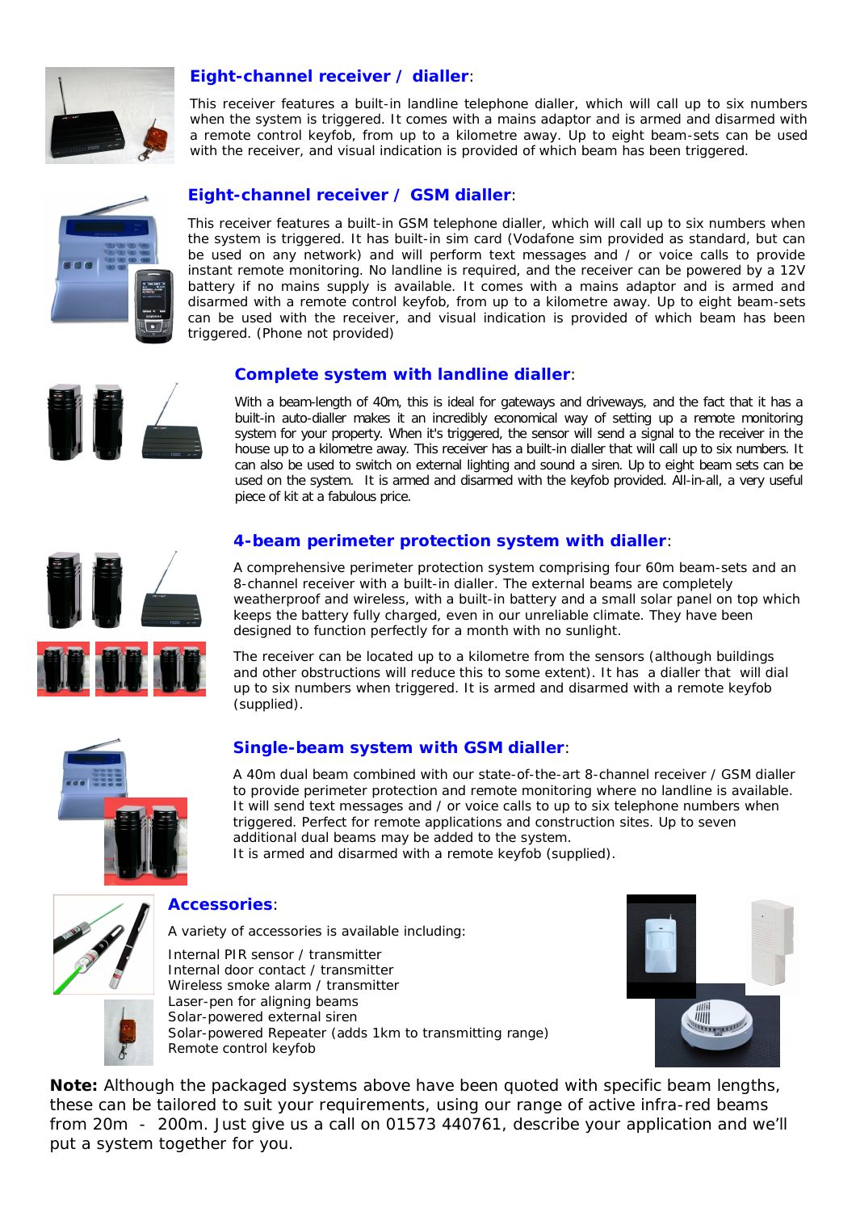## Eight-channel receiver / dialler:

This receiver features a built-in landline telephone dialler, which will call up to six numbers when the system is triggered. It comes with a mains adaptor and is armed and disarmed with a remote control keyfob, from up to a kilometre away. Up to eight beam-sets can be used with the receiver, and visual indication is provided of which beam has been triggered.

## Eight-channel receiver / GSM dialler:

This receiver features a built-in GSM telephone dialler, which will call up to six numbers when the system is triggered. It has built-in sim card (Vodafone sim provided as standard, but can be used on any network) and will perform text messages and / or voice calls to provide instant remote monitoring. No landline is required, and the receiver can be powered by a 12V battery if no mains supply is available. It comes with a mains adaptor and is armed and disarmed with a remote control keyfob, from up to a kilometre away. Up to eight beam-sets can be used with the receiver, and visual indication is provided of which beam has been triggered. (Phone not provided)

## Complete system with landline dialler:

With a beam-length of 40m, this is ideal for gateways and driveways, and the fact that it has a built-in auto-dialler makes it an incredibly economical way of setting up a remote monitoring system for your property. When it's triggered, the sensor will send a signal to the receiver in the house up to a kilometre away. This receiver has a built-in dialler that will call up to six numbers. It can also be used to switch on external lighting and sound a siren. Up to eight beam sets can be used on the system. It is armed and disarmed with the keyfob provided. All-in-all, a very useful piece of kit at a fabulous price.

## 4-beam perimeter protection system with dialler:

A comprehensive perimeter protection system comprising four 60m beam-sets and an 8-channel receiver with a built-in dialler. The external beams are completely weatherproof and wireless, with a built-in battery and a small solar panel on top which keeps the battery fully charged, even in our unreliable climate. They have been designed to function perfectly for a month with no sunlight.

The receiver can be located up to a kilometre from the sensors (although buildings and other obstructions will reduce this to some extent). It has a dialler that will dial up to six numbers when triggered. It is armed and disarmed with a remote keyfob (supplied).

## Single-beam system with GSM dialler:

A 40m dual beam combined with our state-of-the-art 8-channel receiver / GSM dialler to provide perimeter protection and remote monitoring where no landline is available. It will send text messages and / or voice calls to up to six telephone numbers when triggered. Perfect for remote applications and construction sites. Up to seven additional dual beams may be added to the system.
It is armed and disarmed with a remote keyfob (supplied).

## Accessories:

A variety of accessories is available including:

Internal PIR sensor / transmitter
Internal door contact / transmitter
Wireless smoke alarm / transmitter
Laser-pen for aligning beams
Solar-powered external siren
Solar-powered Repeater (adds 1km to transmitting range)
Remote control keyfob

**Note:** Although the packaged systems above have been quoted with specific beam lengths, these can be tailored to suit your requirements, using our range of active infra-red beams from 20m - 200m. Just give us a call on 01573 440761, describe your application and we'll put a system together for you.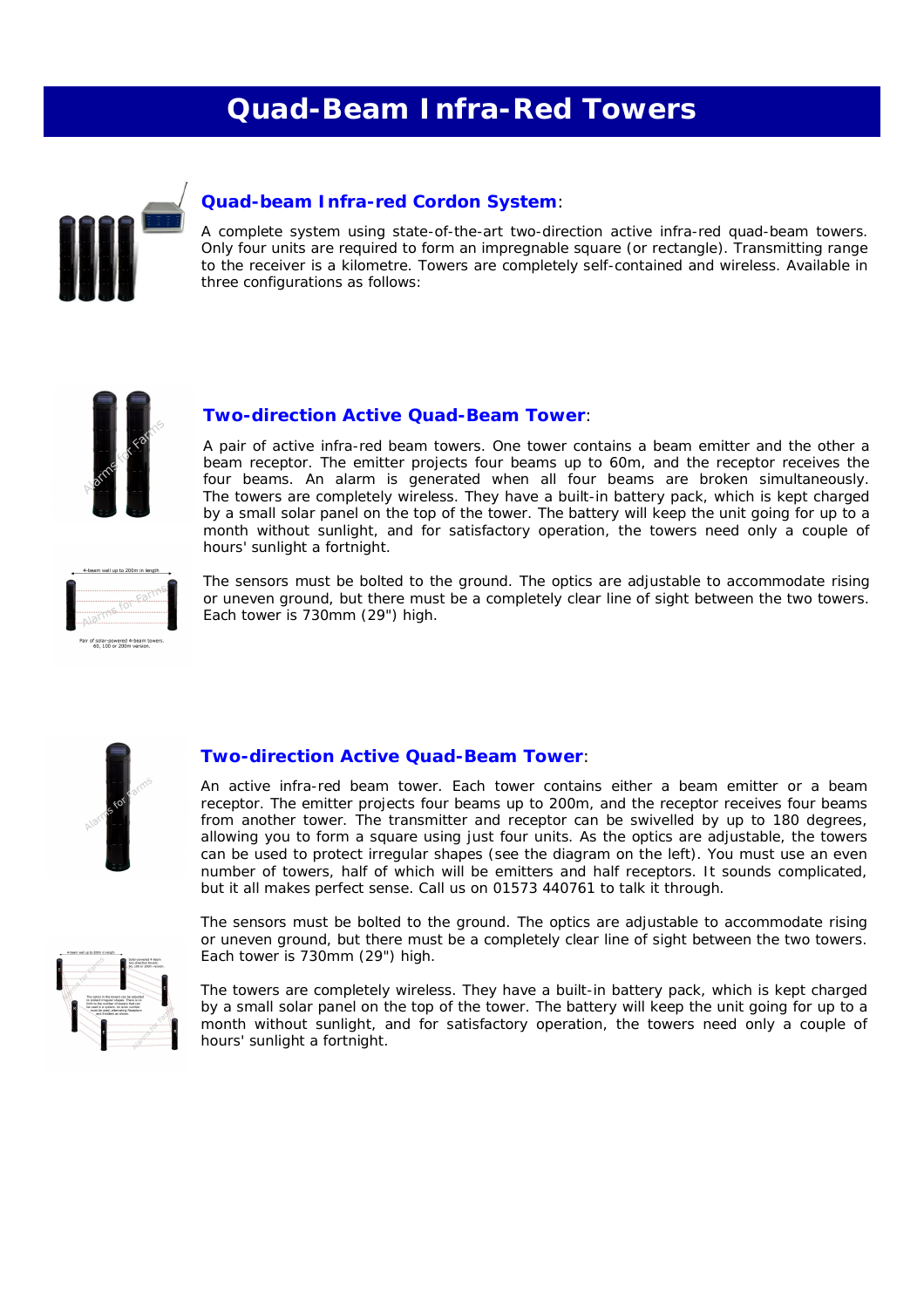# Quad-Beam Infra-Red Towers

## Quad-beam Infra-red Cordon System:

A complete system using state-of-the-art two-direction active infra-red quad-beam towers. Only four units are required to form an impregnable square (or rectangle). Transmitting range to the receiver is a kilometre. Towers are completely self-contained and wireless. Available in three configurations as follows:

## Two-direction Active Quad-Beam Tower:

A pair of active infra-red beam towers. One tower contains a beam emitter and the other a beam receptor. The emitter projects four beams up to 60m, and the receptor receives the four beams. An alarm is generated when all four beams are broken simultaneously. The towers are completely wireless. They have a built-in battery pack, which is kept charged by a small solar panel on the top of the tower. The battery will keep the unit going for up to a month without sunlight, and for satisfactory operation, the towers need only a couple of hours' sunlight a fortnight.

4-beam wall up to 200m in length

Pair of solar-powered 4-beam towers. 60, 100 or 200m version.

The sensors must be bolted to the ground. The optics are adjustable to accommodate rising or uneven ground, but there must be a completely clear line of sight between the two towers. Each tower is 730mm (29") high.

## Two-direction Active Quad-Beam Tower:

An active infra-red beam tower. Each tower contains either a beam emitter or a beam receptor. The emitter projects four beams up to 200m, and the receptor receives four beams from another tower. The transmitter and receptor can be swivelled by up to 180 degrees, allowing you to form a square using just four units. As the optics are adjustable, the towers can be used to protect irregular shapes (see the diagram on the left). You must use an even number of towers, half of which will be emitters and half receptors. It sounds complicated, but it all makes perfect sense. Call us on 01573 440761 to talk it through.

The sensors must be bolted to the ground. The optics are adjustable to accommodate rising or uneven ground, but there must be a completely clear line of sight between the two towers. Each tower is 730mm (29") high.

The towers are completely wireless. They have a built-in battery pack, which is kept charged by a small solar panel on the top of the tower. The battery will keep the unit going for up to a month without sunlight, and for satisfactory operation, the towers need only a couple of hours' sunlight a fortnight.